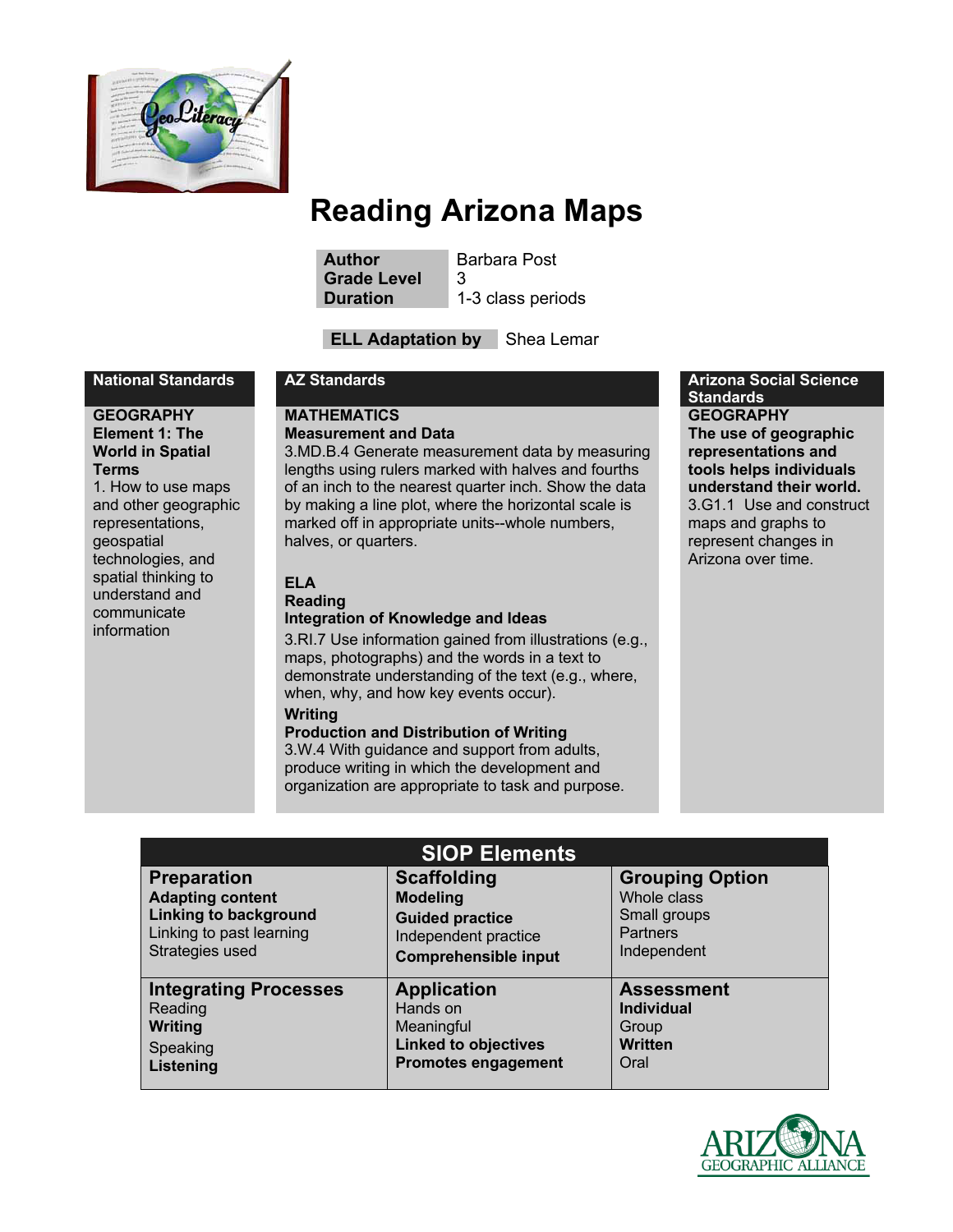# Reading Arizona Maps

| | |
|---|---|
| **Author** | Barbara Post |
| **Grade Level** | 3 |
| **Duration** | 1-3 class periods |

**ELL Adaptation by** Shea Lemar

## National Standards

**GEOGRAPHY**
**Element 1: The World in Spatial Terms**
1. How to use maps and other geographic representations, geospatial technologies, and spatial thinking to understand and communicate information

## AZ Standards

**MATHEMATICS**
**Measurement and Data**
3.MD.B.4 Generate measurement data by measuring lengths using rulers marked with halves and fourths of an inch to the nearest quarter inch. Show the data by making a line plot, where the horizontal scale is marked off in appropriate units--whole numbers, halves, or quarters.

**ELA**
**Reading**
**Integration of Knowledge and Ideas**
3.RI.7 Use information gained from illustrations (e.g., maps, photographs) and the words in a text to demonstrate understanding of the text (e.g., where, when, why, and how key events occur).
**Writing**
**Production and Distribution of Writing**
3.W.4 With guidance and support from adults, produce writing in which the development and organization are appropriate to task and purpose.

## Arizona Social Science Standards

**GEOGRAPHY**
**The use of geographic representations and tools helps individuals understand their world.**
3.G1.1 Use and construct maps and graphs to represent changes in Arizona over time.

## SIOP Elements

| Preparation | Scaffolding | Grouping Option |
|---|---|---|
| **Adapting content**<br>**Linking to background**<br>Linking to past learning<br>Strategies used | **Modeling**<br>**Guided practice**<br>Independent practice<br>**Comprehensible input** | Whole class<br>Small groups<br>Partners<br>Independent |
| **Integrating Processes** | **Application** | **Assessment** |
| Reading<br>**Writing**<br>Speaking<br>**Listening** | Hands on<br>Meaningful<br>**Linked to objectives**<br>**Promotes engagement** | **Individual**<br>Group<br>**Written**<br>Oral |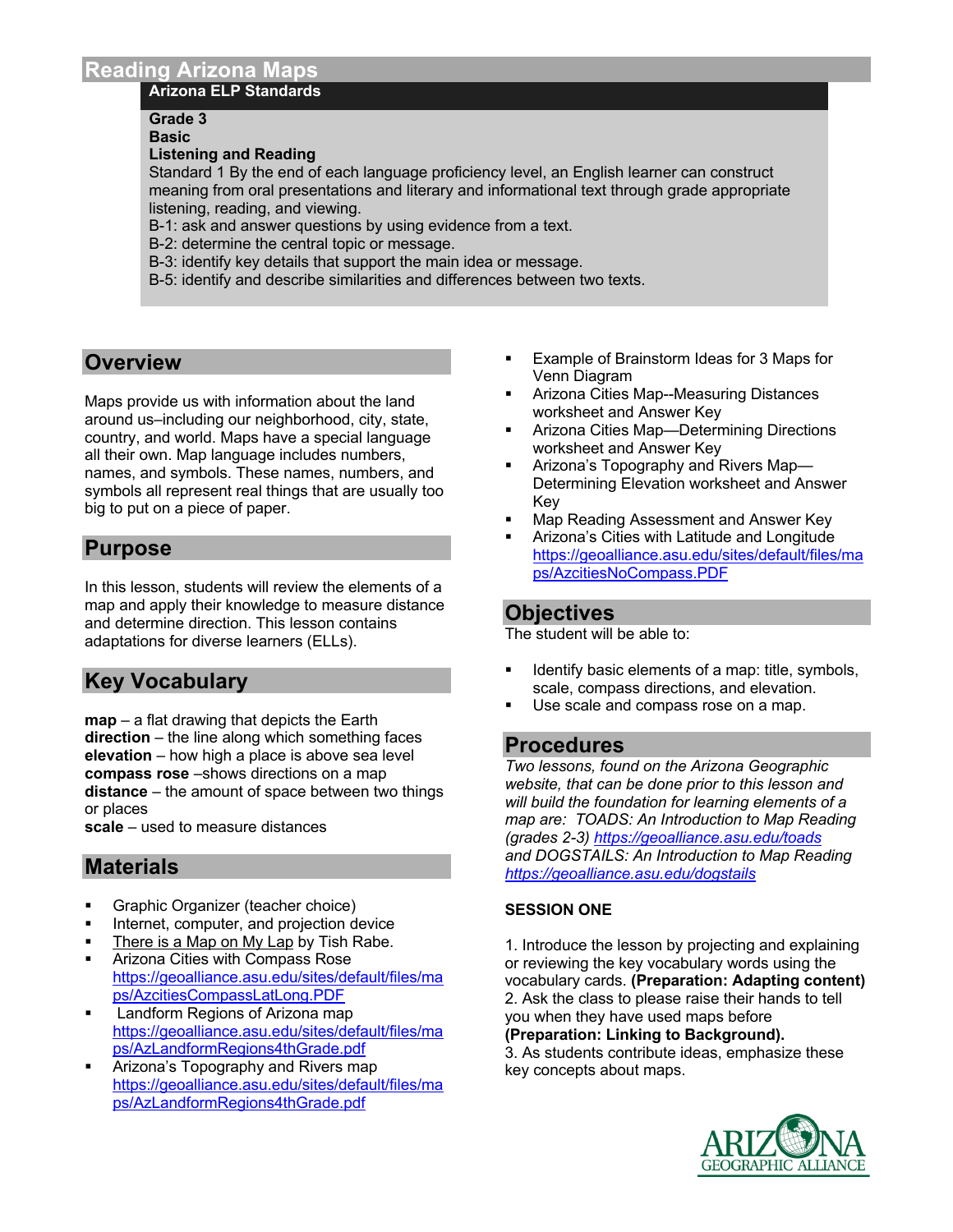# Reading Arizona Maps

**Arizona ELP Standards**

**Grade 3**
**Basic**
**Listening and Reading**
Standard 1 By the end of each language proficiency level, an English learner can construct meaning from oral presentations and literary and informational text through grade appropriate listening, reading, and viewing.
B-1: ask and answer questions by using evidence from a text.
B-2: determine the central topic or message.
B-3: identify key details that support the main idea or message.
B-5: identify and describe similarities and differences between two texts.

## Overview

Maps provide us with information about the land around us–including our neighborhood, city, state, country, and world. Maps have a special language all their own. Map language includes numbers, names, and symbols. These names, numbers, and symbols all represent real things that are usually too big to put on a piece of paper.

## Purpose

In this lesson, students will review the elements of a map and apply their knowledge to measure distance and determine direction. This lesson contains adaptations for diverse learners (ELLs).

## Key Vocabulary

**map** – a flat drawing that depicts the Earth
**direction** – the line along which something faces
**elevation** – how high a place is above sea level
**compass rose** –shows directions on a map
**distance** – the amount of space between two things or places
**scale** – used to measure distances

## Materials

- Graphic Organizer (teacher choice)
- Internet, computer, and projection device
- There is a Map on My Lap by Tish Rabe.
- Arizona Cities with Compass Rose https://geoalliance.asu.edu/sites/default/files/maps/AzcitiesCompassLatLong.PDF
- Landform Regions of Arizona map https://geoalliance.asu.edu/sites/default/files/maps/AzLandformRegions4thGrade.pdf
- Arizona's Topography and Rivers map https://geoalliance.asu.edu/sites/default/files/maps/AzLandformRegions4thGrade.pdf
- Example of Brainstorm Ideas for 3 Maps for Venn Diagram
- Arizona Cities Map--Measuring Distances worksheet and Answer Key
- Arizona Cities Map—Determining Directions worksheet and Answer Key
- Arizona's Topography and Rivers Map—Determining Elevation worksheet and Answer Key
- Map Reading Assessment and Answer Key
- Arizona's Cities with Latitude and Longitude https://geoalliance.asu.edu/sites/default/files/maps/AzcitiesNoCompass.PDF

## Objectives

The student will be able to:

- Identify basic elements of a map: title, symbols, scale, compass directions, and elevation.
- Use scale and compass rose on a map.

## Procedures

*Two lessons, found on the Arizona Geographic website, that can be done prior to this lesson and will build the foundation for learning elements of a map are: TOADS: An Introduction to Map Reading (grades 2-3) https://geoalliance.asu.edu/toads and DOGSTAILS: An Introduction to Map Reading https://geoalliance.asu.edu/dogstails*

**SESSION ONE**

1. Introduce the lesson by projecting and explaining or reviewing the key vocabulary words using the vocabulary cards. **(Preparation: Adapting content)**
2. Ask the class to please raise their hands to tell you when they have used maps before **(Preparation: Linking to Background).**
3. As students contribute ideas, emphasize these key concepts about maps.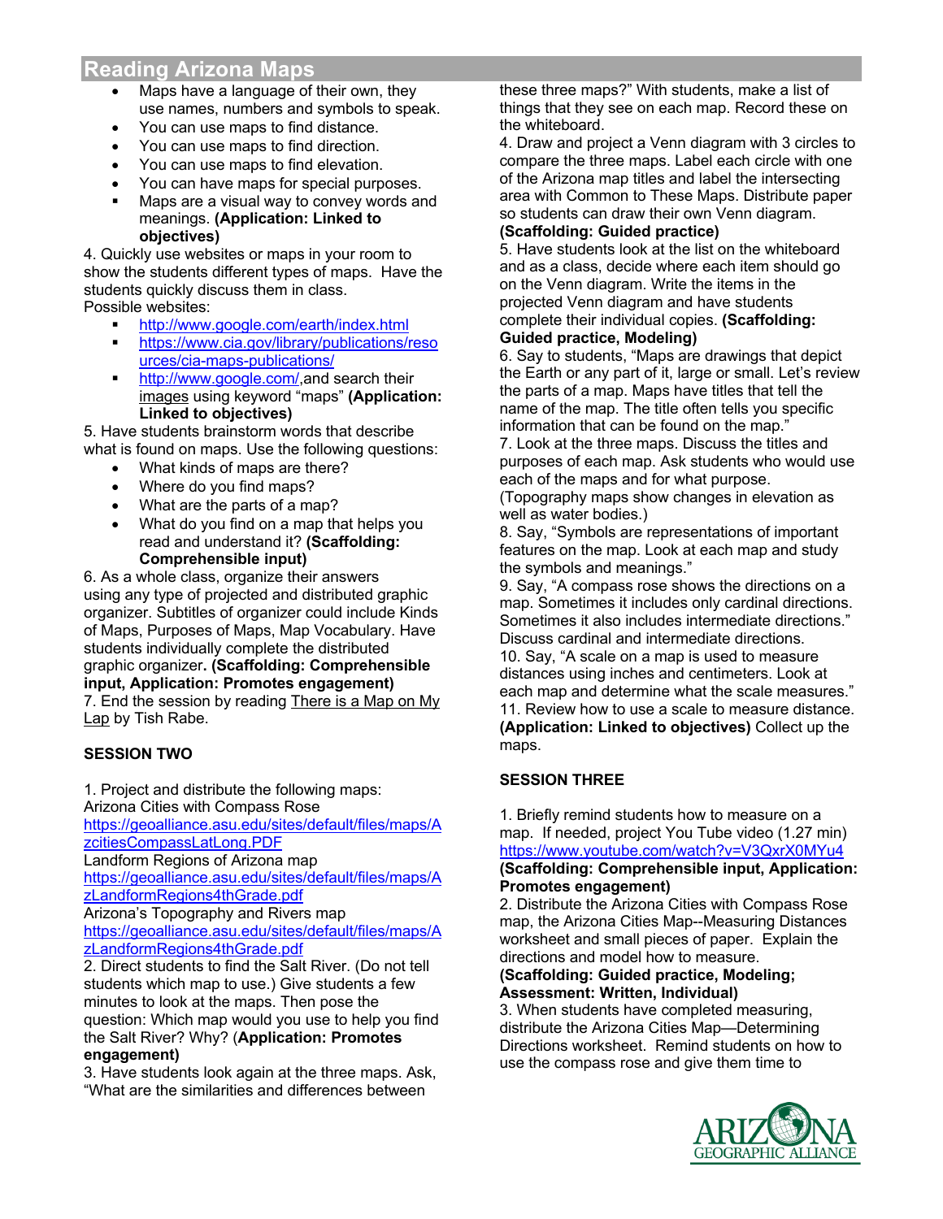## Reading Arizona Maps

- Maps have a language of their own, they use names, numbers and symbols to speak.
- You can use maps to find distance.
- You can use maps to find direction.
- You can use maps to find elevation.
- You can have maps for special purposes.
- Maps are a visual way to convey words and meanings. **(Application: Linked to objectives)**

4. Quickly use websites or maps in your room to show the students different types of maps. Have the students quickly discuss them in class.
Possible websites:
   - http://www.google.com/earth/index.html
   - https://www.cia.gov/library/publications/resources/cia-maps-publications/
   - http://www.google.com/,and search their images using keyword "maps" **(Application: Linked to objectives)**

5. Have students brainstorm words that describe what is found on maps. Use the following questions:
   - What kinds of maps are there?
   - Where do you find maps?
   - What are the parts of a map?
   - What do you find on a map that helps you read and understand it? **(Scaffolding: Comprehensible input)**

6. As a whole class, organize their answers using any type of projected and distributed graphic organizer. Subtitles of organizer could include Kinds of Maps, Purposes of Maps, Map Vocabulary. Have students individually complete the distributed graphic organizer**. (Scaffolding: Comprehensible input, Application: Promotes engagement)**

7. End the session by reading There is a Map on My Lap by Tish Rabe.

**SESSION TWO**

1. Project and distribute the following maps:
Arizona Cities with Compass Rose
https://geoalliance.asu.edu/sites/default/files/maps/AzcitiesCompassLatLong.PDF
Landform Regions of Arizona map
https://geoalliance.asu.edu/sites/default/files/maps/AzLandformRegions4thGrade.pdf
Arizona's Topography and Rivers map
https://geoalliance.asu.edu/sites/default/files/maps/AzLandformRegions4thGrade.pdf

2. Direct students to find the Salt River. (Do not tell students which map to use.) Give students a few minutes to look at the maps. Then pose the question: Which map would you use to help you find the Salt River? Why? (**Application: Promotes engagement)**

3. Have students look again at the three maps. Ask, "What are the similarities and differences between these three maps?" With students, make a list of things that they see on each map. Record these on the whiteboard.

4. Draw and project a Venn diagram with 3 circles to compare the three maps. Label each circle with one of the Arizona map titles and label the intersecting area with Common to These Maps. Distribute paper so students can draw their own Venn diagram. **(Scaffolding: Guided practice)**

5. Have students look at the list on the whiteboard and as a class, decide where each item should go on the Venn diagram. Write the items in the projected Venn diagram and have students complete their individual copies. **(Scaffolding: Guided practice, Modeling)**

6. Say to students, "Maps are drawings that depict the Earth or any part of it, large or small. Let's review the parts of a map. Maps have titles that tell the name of the map. The title often tells you specific information that can be found on the map."

7. Look at the three maps. Discuss the titles and purposes of each map. Ask students who would use each of the maps and for what purpose. (Topography maps show changes in elevation as well as water bodies.)

8. Say, "Symbols are representations of important features on the map. Look at each map and study the symbols and meanings."

9. Say, "A compass rose shows the directions on a map. Sometimes it includes only cardinal directions. Sometimes it also includes intermediate directions." Discuss cardinal and intermediate directions.

10. Say, "A scale on a map is used to measure distances using inches and centimeters. Look at each map and determine what the scale measures."

11. Review how to use a scale to measure distance. **(Application: Linked to objectives)** Collect up the maps.

**SESSION THREE**

1. Briefly remind students how to measure on a map. If needed, project You Tube video (1.27 min) https://www.youtube.com/watch?v=V3QxrX0MYu4 **(Scaffolding: Comprehensible input, Application: Promotes engagement)**

2. Distribute the Arizona Cities with Compass Rose map, the Arizona Cities Map--Measuring Distances worksheet and small pieces of paper. Explain the directions and model how to measure. **(Scaffolding: Guided practice, Modeling; Assessment: Written, Individual)**

3. When students have completed measuring, distribute the Arizona Cities Map—Determining Directions worksheet. Remind students on how to use the compass rose and give them time to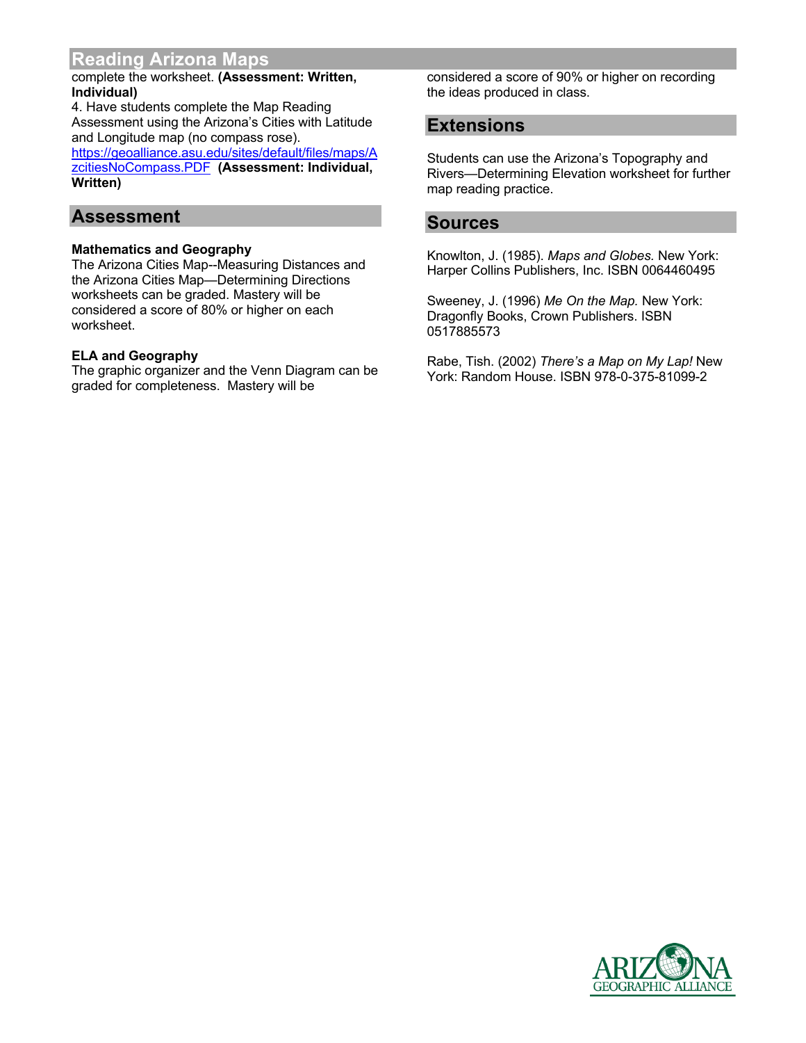complete the worksheet. **(Assessment: Written, Individual)**

4. Have students complete the Map Reading Assessment using the Arizona's Cities with Latitude and Longitude map (no compass rose). [https://geoalliance.asu.edu/sites/default/files/maps/AzcitiesNoCompass.PDF](https://geoalliance.asu.edu/sites/default/files/maps/AzcitiesNoCompass.PDF) **(Assessment: Individual, Written)**

## Assessment

**Mathematics and Geography**

The Arizona Cities Map--Measuring Distances and the Arizona Cities Map—Determining Directions worksheets can be graded. Mastery will be considered a score of 80% or higher on each worksheet.

**ELA and Geography**

The graphic organizer and the Venn Diagram can be graded for completeness. Mastery will be considered a score of 90% or higher on recording the ideas produced in class.

## Extensions

Students can use the Arizona's Topography and Rivers—Determining Elevation worksheet for further map reading practice.

## Sources

Knowlton, J. (1985). *Maps and Globes.* New York: Harper Collins Publishers, Inc. ISBN 0064460495

Sweeney, J. (1996) *Me On the Map.* New York: Dragonfly Books, Crown Publishers. ISBN 0517885573

Rabe, Tish. (2002) *There's a Map on My Lap!* New York: Random House. ISBN 978-0-375-81099-2